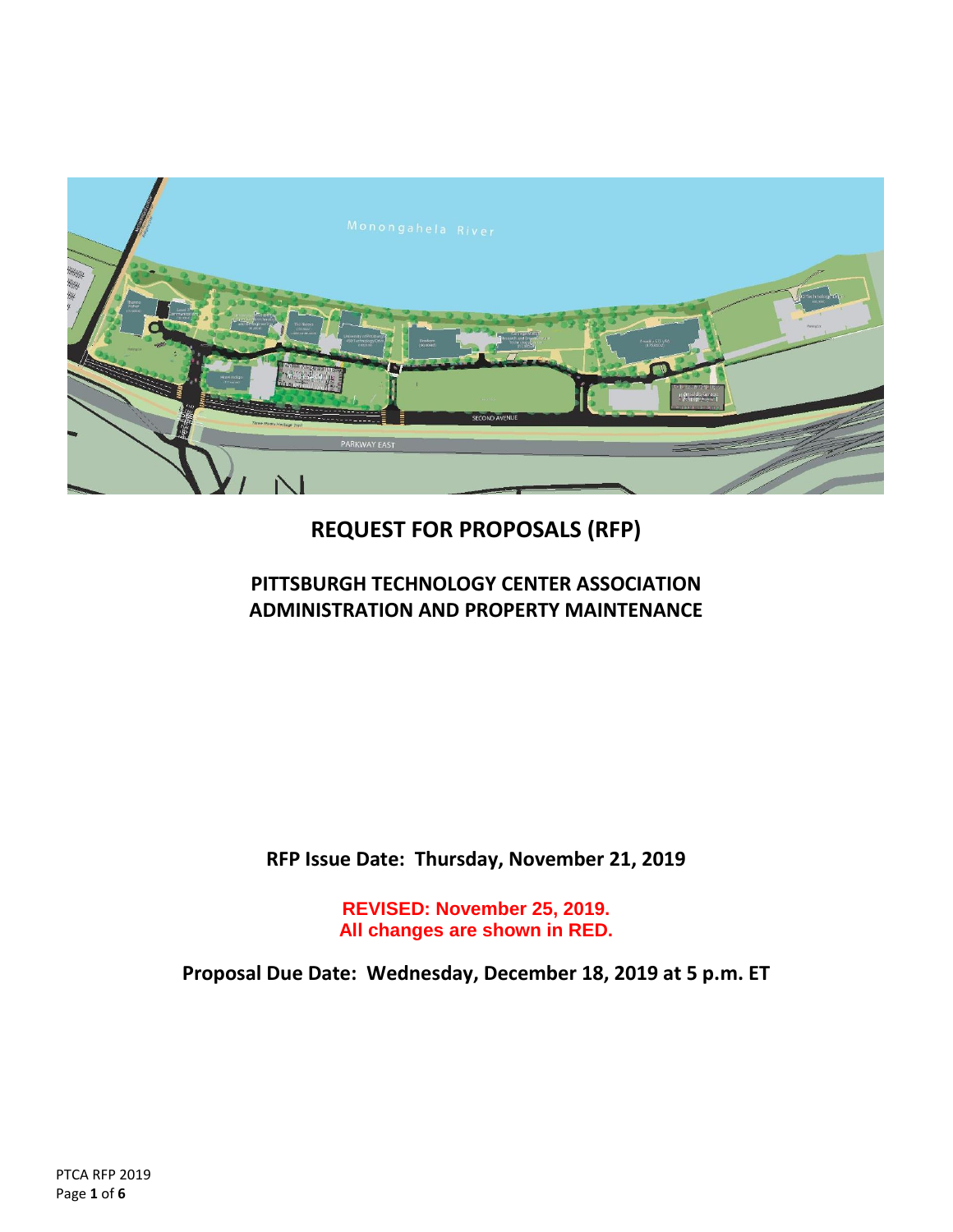# REQUEST FOR PROPOSALS (RFP)

## PITTSBURGH TECHNOLOGY CENTER ASSOCIATION ADMINISTRATION AND PROPERTY MAINTENANCE

**RFP Issue Date: Thursday, November 21, 2019**

**REVISED: November 25, 2019.**
**All changes are shown in RED.**

**Proposal Due Date: Wednesday, December 18, 2019 at 5 p.m. ET**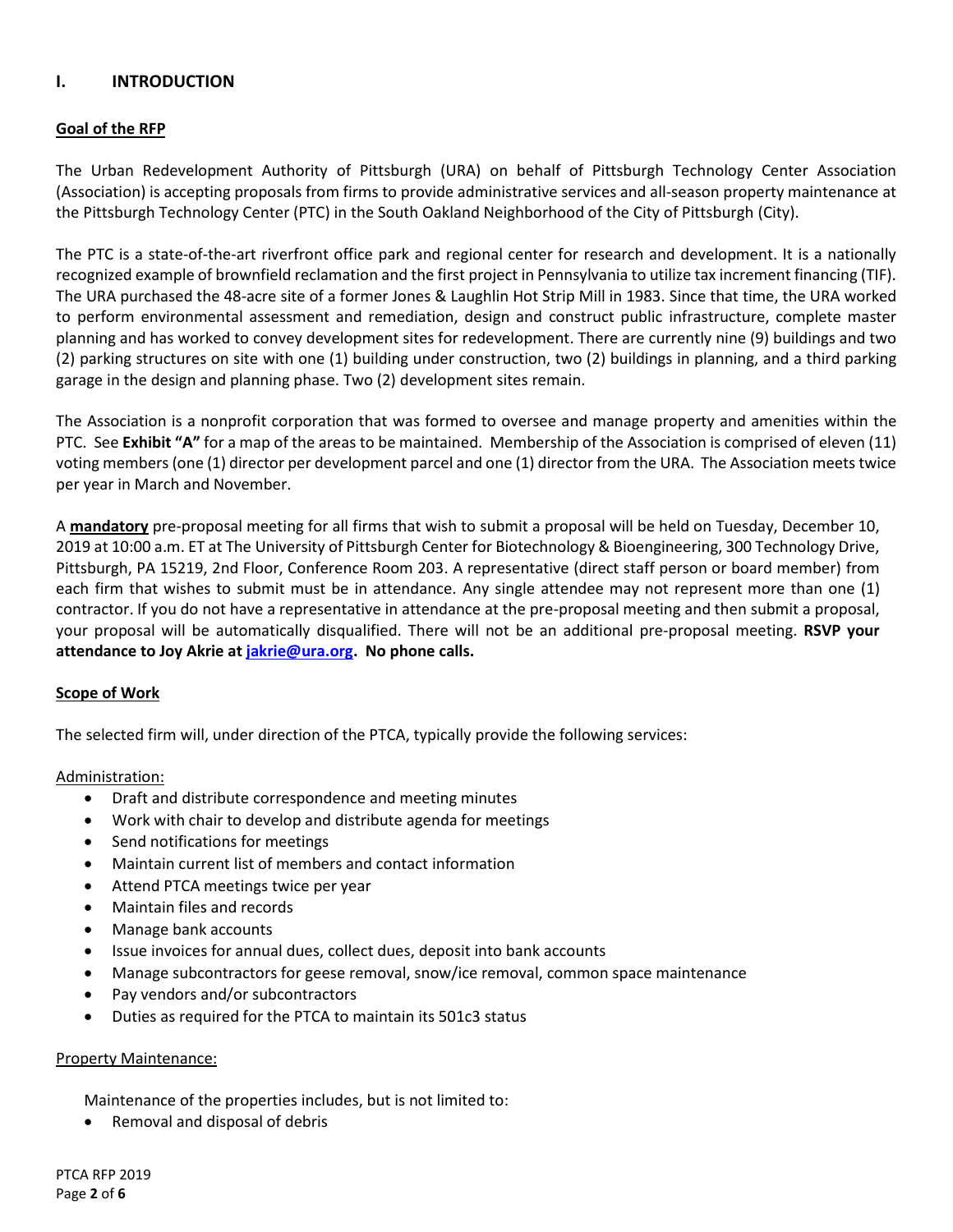## I. INTRODUCTION

**Goal of the RFP**

The Urban Redevelopment Authority of Pittsburgh (URA) on behalf of Pittsburgh Technology Center Association (Association) is accepting proposals from firms to provide administrative services and all-season property maintenance at the Pittsburgh Technology Center (PTC) in the South Oakland Neighborhood of the City of Pittsburgh (City).

The PTC is a state-of-the-art riverfront office park and regional center for research and development. It is a nationally recognized example of brownfield reclamation and the first project in Pennsylvania to utilize tax increment financing (TIF). The URA purchased the 48-acre site of a former Jones & Laughlin Hot Strip Mill in 1983. Since that time, the URA worked to perform environmental assessment and remediation, design and construct public infrastructure, complete master planning and has worked to convey development sites for redevelopment. There are currently nine (9) buildings and two (2) parking structures on site with one (1) building under construction, two (2) buildings in planning, and a third parking garage in the design and planning phase. Two (2) development sites remain.

The Association is a nonprofit corporation that was formed to oversee and manage property and amenities within the PTC. See **Exhibit "A"** for a map of the areas to be maintained. Membership of the Association is comprised of eleven (11) voting members (one (1) director per development parcel and one (1) director from the URA. The Association meets twice per year in March and November.

A **mandatory** pre-proposal meeting for all firms that wish to submit a proposal will be held on Tuesday, December 10, 2019 at 10:00 a.m. ET at The University of Pittsburgh Center for Biotechnology & Bioengineering, 300 Technology Drive, Pittsburgh, PA 15219, 2nd Floor, Conference Room 203. A representative (direct staff person or board member) from each firm that wishes to submit must be in attendance. Any single attendee may not represent more than one (1) contractor. If you do not have a representative in attendance at the pre-proposal meeting and then submit a proposal, your proposal will be automatically disqualified. There will not be an additional pre-proposal meeting. **RSVP your attendance to Joy Akrie at jakrie@ura.org. No phone calls.**

**Scope of Work**

The selected firm will, under direction of the PTCA, typically provide the following services:

Administration:

- Draft and distribute correspondence and meeting minutes
- Work with chair to develop and distribute agenda for meetings
- Send notifications for meetings
- Maintain current list of members and contact information
- Attend PTCA meetings twice per year
- Maintain files and records
- Manage bank accounts
- Issue invoices for annual dues, collect dues, deposit into bank accounts
- Manage subcontractors for geese removal, snow/ice removal, common space maintenance
- Pay vendors and/or subcontractors
- Duties as required for the PTCA to maintain its 501c3 status

Property Maintenance:

Maintenance of the properties includes, but is not limited to:

- Removal and disposal of debris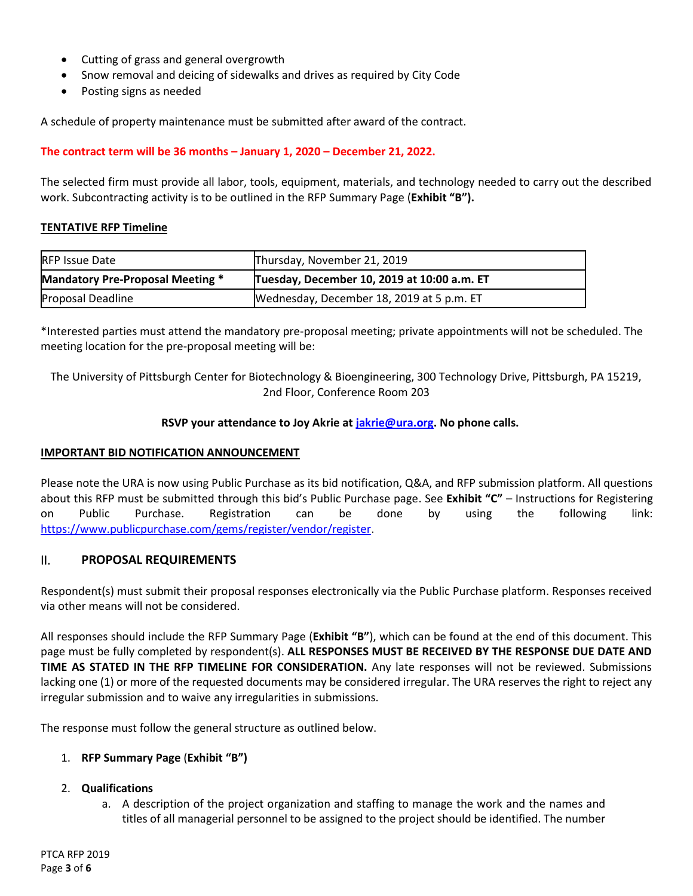- Cutting of grass and general overgrowth
- Snow removal and deicing of sidewalks and drives as required by City Code
- Posting signs as needed

A schedule of property maintenance must be submitted after award of the contract.

**The contract term will be 36 months – January 1, 2020 – December 21, 2022.**

The selected firm must provide all labor, tools, equipment, materials, and technology needed to carry out the described work. Subcontracting activity is to be outlined in the RFP Summary Page (**Exhibit "B").**

**TENTATIVE RFP Timeline**

| RFP Issue Date | Thursday, November 21, 2019 |
|---|---|
| **Mandatory Pre-Proposal Meeting \*** | **Tuesday, December 10, 2019 at 10:00 a.m. ET** |
| Proposal Deadline | Wednesday, December 18, 2019 at 5 p.m. ET |

*Interested parties must attend the mandatory pre-proposal meeting; private appointments will not be scheduled. The meeting location for the pre-proposal meeting will be:

The University of Pittsburgh Center for Biotechnology & Bioengineering, 300 Technology Drive, Pittsburgh, PA 15219, 2nd Floor, Conference Room 203

**RSVP your attendance to Joy Akrie at jakrie@ura.org. No phone calls.**

**IMPORTANT BID NOTIFICATION ANNOUNCEMENT**

Please note the URA is now using Public Purchase as its bid notification, Q&A, and RFP submission platform. All questions about this RFP must be submitted through this bid's Public Purchase page. See **Exhibit "C"** – Instructions for Registering on Public Purchase. Registration can be done by using the following link: https://www.publicpurchase.com/gems/register/vendor/register.

## II. PROPOSAL REQUIREMENTS

Respondent(s) must submit their proposal responses electronically via the Public Purchase platform. Responses received via other means will not be considered.

All responses should include the RFP Summary Page (**Exhibit "B"**), which can be found at the end of this document. This page must be fully completed by respondent(s). **ALL RESPONSES MUST BE RECEIVED BY THE RESPONSE DUE DATE AND TIME AS STATED IN THE RFP TIMELINE FOR CONSIDERATION.** Any late responses will not be reviewed. Submissions lacking one (1) or more of the requested documents may be considered irregular. The URA reserves the right to reject any irregular submission and to waive any irregularities in submissions.

The response must follow the general structure as outlined below.

1. **RFP Summary Page** (**Exhibit "B")**

2. **Qualifications**
   a. A description of the project organization and staffing to manage the work and the names and titles of all managerial personnel to be assigned to the project should be identified. The number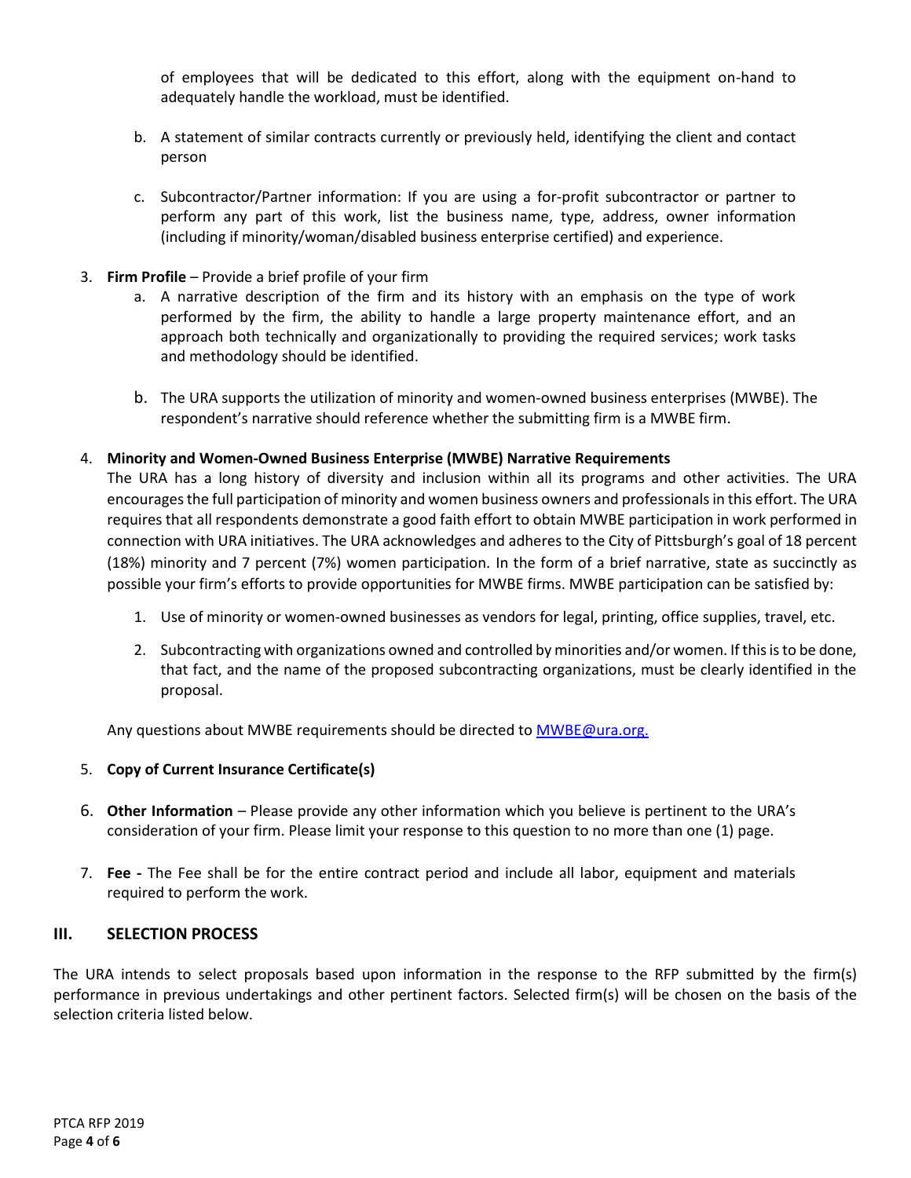of employees that will be dedicated to this effort, along with the equipment on-hand to adequately handle the workload, must be identified.

   b. A statement of similar contracts currently or previously held, identifying the client and contact person

   c. Subcontractor/Partner information: If you are using a for-profit subcontractor or partner to perform any part of this work, list the business name, type, address, owner information (including if minority/woman/disabled business enterprise certified) and experience.

3. **Firm Profile** – Provide a brief profile of your firm
   a. A narrative description of the firm and its history with an emphasis on the type of work performed by the firm, the ability to handle a large property maintenance effort, and an approach both technically and organizationally to providing the required services; work tasks and methodology should be identified.

   b. The URA supports the utilization of minority and women-owned business enterprises (MWBE). The respondent's narrative should reference whether the submitting firm is a MWBE firm.

4. **Minority and Women-Owned Business Enterprise (MWBE) Narrative Requirements**
   The URA has a long history of diversity and inclusion within all its programs and other activities. The URA encourages the full participation of minority and women business owners and professionals in this effort. The URA requires that all respondents demonstrate a good faith effort to obtain MWBE participation in work performed in connection with URA initiatives. The URA acknowledges and adheres to the City of Pittsburgh's goal of 18 percent (18%) minority and 7 percent (7%) women participation. In the form of a brief narrative, state as succinctly as possible your firm's efforts to provide opportunities for MWBE firms. MWBE participation can be satisfied by:

   1. Use of minority or women-owned businesses as vendors for legal, printing, office supplies, travel, etc.

   2. Subcontracting with organizations owned and controlled by minorities and/or women. If this is to be done, that fact, and the name of the proposed subcontracting organizations, must be clearly identified in the proposal.

   Any questions about MWBE requirements should be directed to [MWBE@ura.org.](mailto:MWBE@ura.org)

5. **Copy of Current Insurance Certificate(s)**

6. **Other Information** – Please provide any other information which you believe is pertinent to the URA's consideration of your firm. Please limit your response to this question to no more than one (1) page.

7. **Fee -** The Fee shall be for the entire contract period and include all labor, equipment and materials required to perform the work.

## III. SELECTION PROCESS

The URA intends to select proposals based upon information in the response to the RFP submitted by the firm(s) performance in previous undertakings and other pertinent factors. Selected firm(s) will be chosen on the basis of the selection criteria listed below.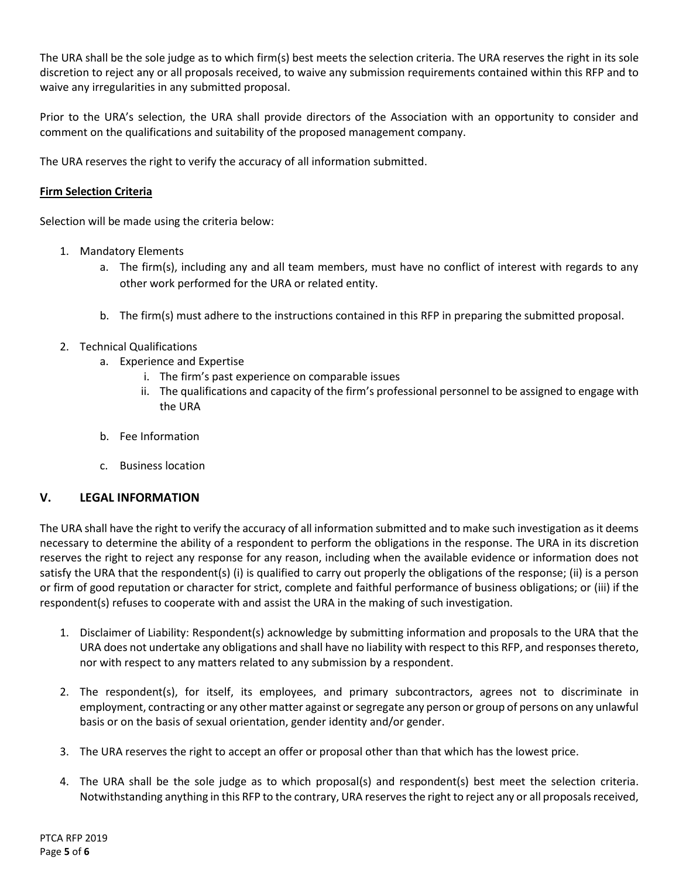The URA shall be the sole judge as to which firm(s) best meets the selection criteria. The URA reserves the right in its sole discretion to reject any or all proposals received, to waive any submission requirements contained within this RFP and to waive any irregularities in any submitted proposal.

Prior to the URA's selection, the URA shall provide directors of the Association with an opportunity to consider and comment on the qualifications and suitability of the proposed management company.

The URA reserves the right to verify the accuracy of all information submitted.

**Firm Selection Criteria**

Selection will be made using the criteria below:

1. Mandatory Elements
   a. The firm(s), including any and all team members, must have no conflict of interest with regards to any other work performed for the URA or related entity.

   b. The firm(s) must adhere to the instructions contained in this RFP in preparing the submitted proposal.

2. Technical Qualifications
   a. Experience and Expertise
      i. The firm's past experience on comparable issues
      ii. The qualifications and capacity of the firm's professional personnel to be assigned to engage with the URA

   b. Fee Information

   c. Business location

## V. LEGAL INFORMATION

The URA shall have the right to verify the accuracy of all information submitted and to make such investigation as it deems necessary to determine the ability of a respondent to perform the obligations in the response. The URA in its discretion reserves the right to reject any response for any reason, including when the available evidence or information does not satisfy the URA that the respondent(s) (i) is qualified to carry out properly the obligations of the response; (ii) is a person or firm of good reputation or character for strict, complete and faithful performance of business obligations; or (iii) if the respondent(s) refuses to cooperate with and assist the URA in the making of such investigation.

1. Disclaimer of Liability: Respondent(s) acknowledge by submitting information and proposals to the URA that the URA does not undertake any obligations and shall have no liability with respect to this RFP, and responses thereto, nor with respect to any matters related to any submission by a respondent.

2. The respondent(s), for itself, its employees, and primary subcontractors, agrees not to discriminate in employment, contracting or any other matter against or segregate any person or group of persons on any unlawful basis or on the basis of sexual orientation, gender identity and/or gender.

3. The URA reserves the right to accept an offer or proposal other than that which has the lowest price.

4. The URA shall be the sole judge as to which proposal(s) and respondent(s) best meet the selection criteria. Notwithstanding anything in this RFP to the contrary, URA reserves the right to reject any or all proposals received,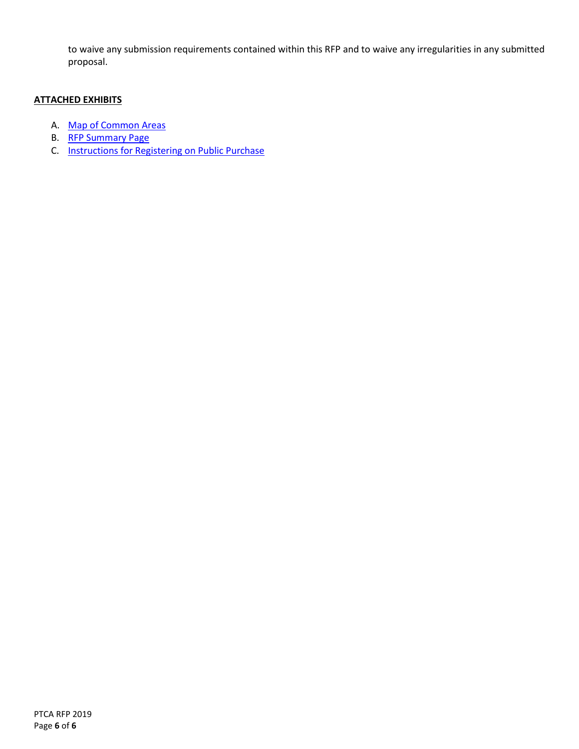to waive any submission requirements contained within this RFP and to waive any irregularities in any submitted proposal.

**ATTACHED EXHIBITS**

A. Map of Common Areas
B. RFP Summary Page
C. Instructions for Registering on Public Purchase